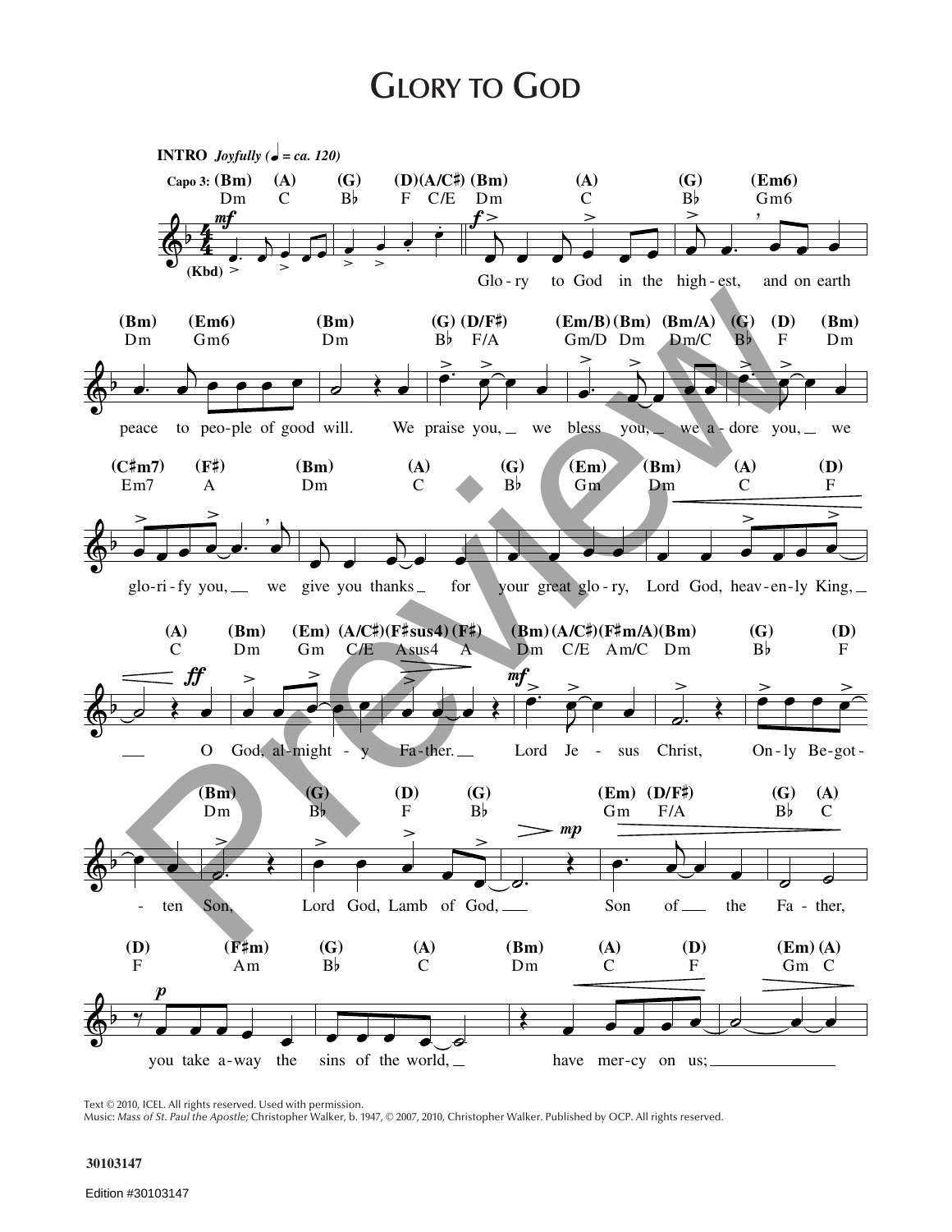# Glory to God

**INTRO** *Joyfully* (♩ = ca. 120)

Capo 3: (Bm) Dm (A) C (G) B♭ (D) F (A/C♯) C/E (Bm) Dm (A) C (G) B♭ (Em6) Gm6

Glo-ry to God in the high-est, and on earth

(Bm) Dm (Em6) Gm6 (Bm) Dm (G) B♭ (D/F♯) F/A (Em/B) Gm/D (Bm) Dm (Bm/A) Dm/C (G) B♭ (D) F (Bm) Dm

peace to peo-ple of good will. We praise you, we bless you, we a-dore you, we

(C♯m7) Em7 (F♯) A (Bm) Dm (A) C (G) B♭ (Em) Gm (Bm) Dm (A) C (D) F

glo-ri-fy you, we give you thanks for your great glo-ry, Lord God, heav-en-ly King,

(A) C (Bm) Dm (Em) Gm (A/C♯) C/E (F♯sus4) Asus4 (F♯) A (Bm) Dm (A/C♯) C/E (F♯m/A) Am/C (Bm) Dm (G) B♭ (D) F

O God, al-might-y Fa-ther. Lord Je-sus Christ, On-ly Be-got-

(Bm) Dm (G) B♭ (D) F (G) B♭ (Em) Gm (D/F♯) F/A (G) B♭ (A) C

-ten Son, Lord God, Lamb of God, Son of the Fa-ther,

(D) F (F♯m) Am (G) B♭ (A) C (Bm) Dm (A) C (D) F (Em) Gm (A) C

you take a-way the sins of the world, have mer-cy on us;

Text © 2010, ICEL. All rights reserved. Used with permission.
Music: *Mass of St. Paul the Apostle;* Christopher Walker, b. 1947, © 2007, 2010, Christopher Walker. Published by OCP. All rights reserved.

30103147

Edition #30103147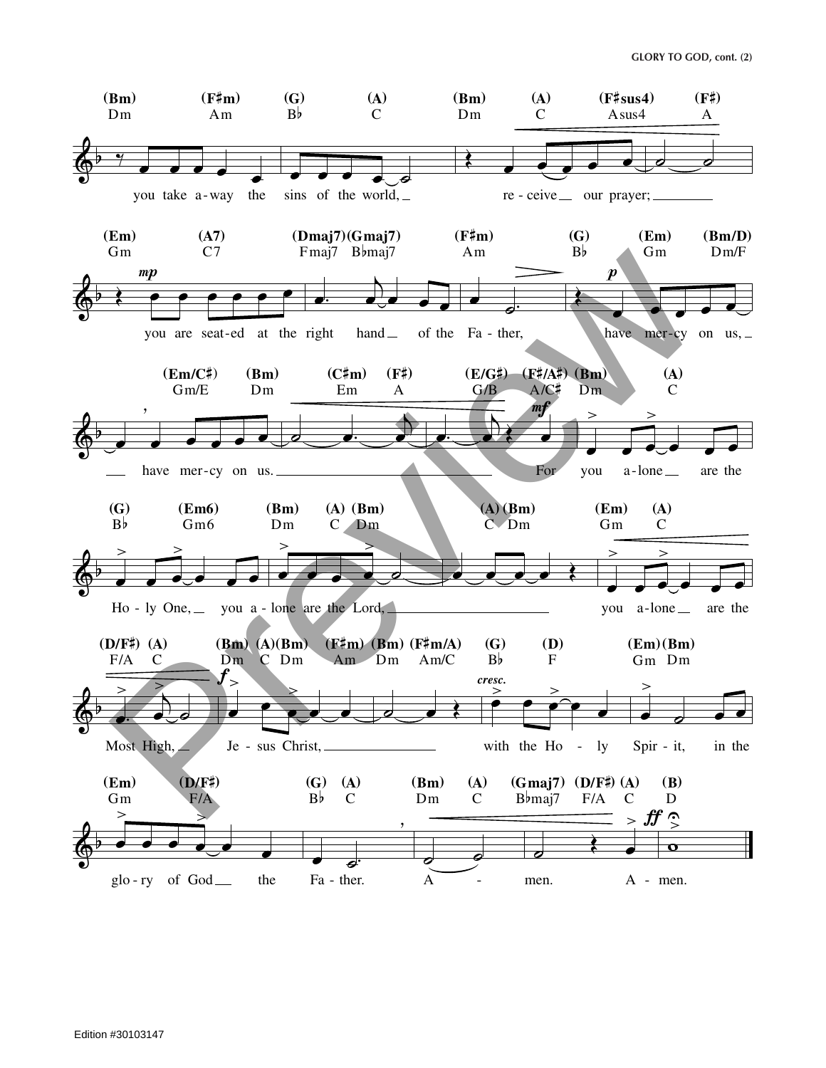(Bm) (F♯m) (G) (A) (Bm) (A) (F♯sus4) (F♯)
Dm Am B♭ C Dm C Asus4 A

you take a-way the sins of the world, re-ceive our prayer;

(Em) (A7) (Dmaj7)(Gmaj7) (F♯m) (G) (Em) (Bm/D)
Gm C7 Fmaj7 B♭maj7 Am B♭ Gm Dm/F

*mp* *p*

you are seat-ed at the right hand of the Fa-ther, have mer-cy on us,

(Em/C♯) (Bm) (C♯m) (F♯) (E/G♯) (F♯/A♯) (Bm) (A)
Gm/E Dm Em A G/B A/C♯ Dm C

*mf*

have mer-cy on us. For you a-lone are the

(G) (Em6) (Bm) (A) (Bm) (A) (Bm) (Em) (A)
B♭ Gm6 Dm C Dm C Dm Gm C

Ho-ly One, you a-lone are the Lord, you a-lone are the

(D/F♯) (A) (Bm) (A)(Bm) (F♯m) (Bm) (F♯m/A) (G) (D) (Em)(Bm)
F/A C Dm C Dm Am Dm Am/C B♭ F Gm Dm

*f* *cresc.*

Most High, Je-sus Christ, with the Ho-ly Spir-it, in the

(Em) (D/F♯) (G) (A) (Bm) (A) (Gmaj7) (D/F♯) (A) (B)
Gm F/A B♭ C Dm C B♭maj7 F/A C D

*ff*

glo-ry of God the Fa-ther. A-men. A-men.